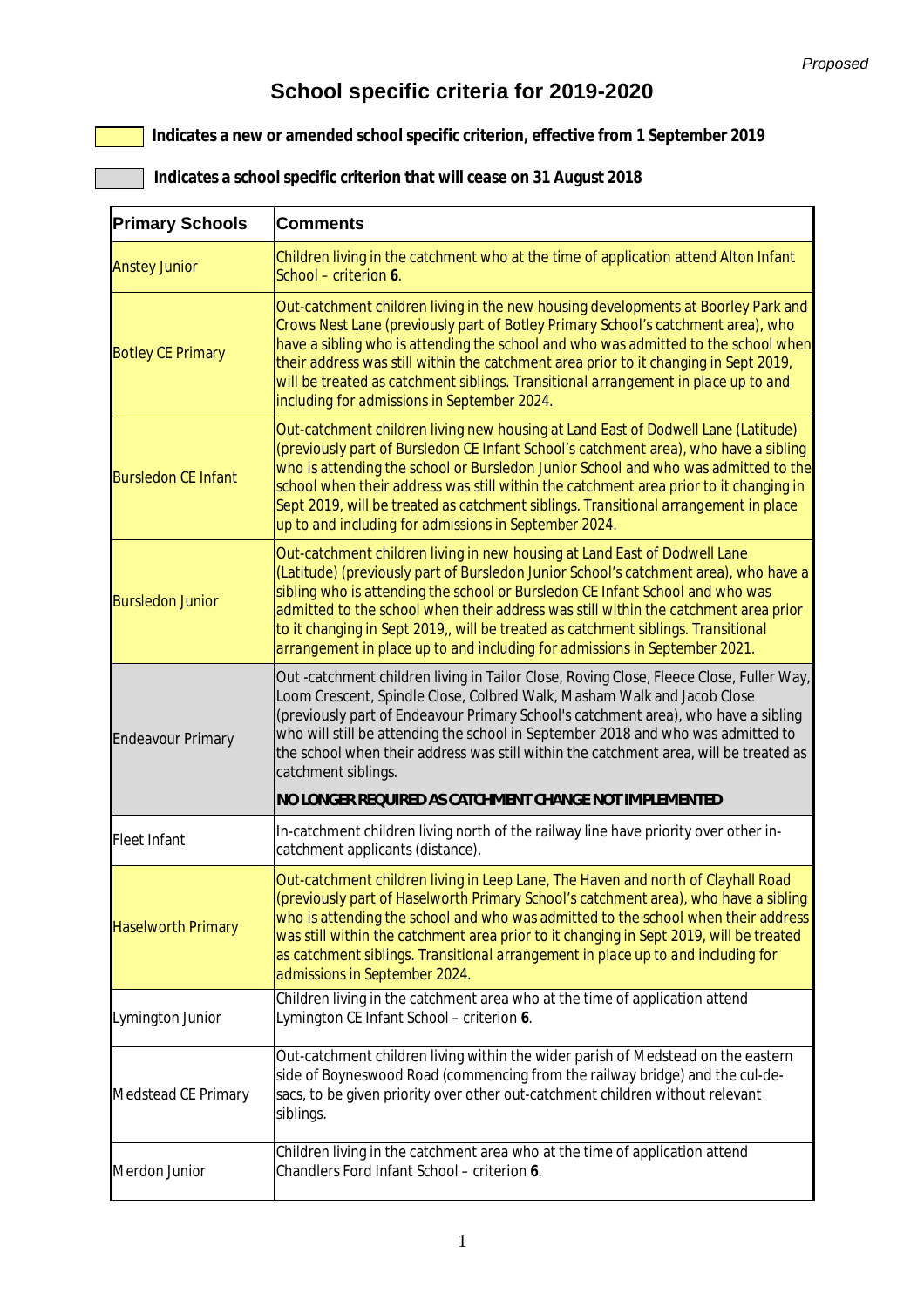*Proposed*

# School specific criteria for 2019-2020

**Indicates a new or amended school specific criterion, effective from 1 September 2019**

**Indicates a school specific criterion that will cease on 31 August 2018**

| Primary Schools | Comments |
|---|---|
| Anstey Junior | Children living in the catchment who at the time of application attend Alton Infant School – criterion **6**. |
| Botley CE Primary | Out-catchment children living in the new housing developments at Boorley Park and Crows Nest Lane (previously part of Botley Primary School's catchment area), who have a sibling who is attending the school and who was admitted to the school when their address was still within the catchment area prior to it changing in Sept 2019, will be treated as catchment siblings. Transitional arrangement in place up to and including for admissions in September 2024. |
| Bursledon CE Infant | Out-catchment children living new housing at Land East of Dodwell Lane (Latitude) (previously part of Bursledon CE Infant School's catchment area), who have a sibling who is attending the school or Bursledon Junior School and who was admitted to the school when their address was still within the catchment area prior to it changing in Sept 2019, will be treated as catchment siblings. Transitional arrangement in place up to and including for admissions in September 2024. |
| Bursledon Junior | Out-catchment children living in new housing at Land East of Dodwell Lane (Latitude) (previously part of Bursledon Junior School's catchment area), who have a sibling who is attending the school or Bursledon CE Infant School and who was admitted to the school when their address was still within the catchment area prior to it changing in Sept 2019,, will be treated as catchment siblings. Transitional arrangement in place up to and including for admissions in September 2021. |
| Endeavour Primary | Out -catchment children living in Tailor Close, Roving Close, Fleece Close, Fuller Way, Loom Crescent, Spindle Close, Colbred Walk, Masham Walk and Jacob Close (previously part of Endeavour Primary School's catchment area), who have a sibling who will still be attending the school in September 2018 and who was admitted to the school when their address was still within the catchment area, will be treated as catchment siblings.<br><br>**NO LONGER REQUIRED AS CATCHMENT CHANGE NOT IMPLEMENTED** |
| Fleet Infant | In-catchment children living north of the railway line have priority over other in-catchment applicants (distance). |
| Haselworth Primary | Out-catchment children living in Leep Lane, The Haven and north of Clayhall Road (previously part of Haselworth Primary School's catchment area), who have a sibling who is attending the school and who was admitted to the school when their address was still within the catchment area prior to it changing in Sept 2019, will be treated as catchment siblings. Transitional arrangement in place up to and including for admissions in September 2024. |
| Lymington Junior | Children living in the catchment area who at the time of application attend Lymington CE Infant School – criterion **6**. |
| Medstead CE Primary | Out-catchment children living within the wider parish of Medstead on the eastern side of Boyneswood Road (commencing from the railway bridge) and the cul-de-sacs, to be given priority over other out-catchment children without relevant siblings. |
| Merdon Junior | Children living in the catchment area who at the time of application attend Chandlers Ford Infant School – criterion **6**. |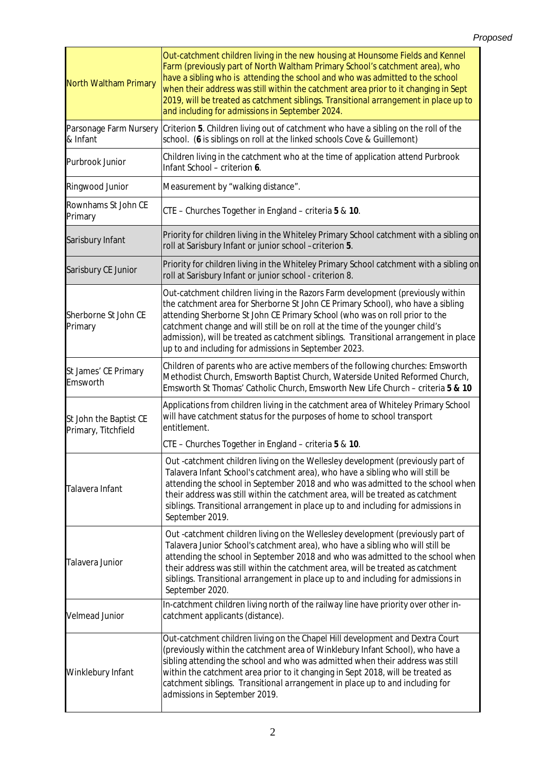*Proposed*

| | |
|---|---|
| North Waltham Primary | Out-catchment children living in the new housing at Hounsome Fields and Kennel Farm (previously part of North Waltham Primary School's catchment area), who have a sibling who is attending the school and who was admitted to the school when their address was still within the catchment area prior to it changing in Sept 2019, will be treated as catchment siblings. *Transitional arrangement in place up to and including for admissions in September 2024.* |
| Parsonage Farm Nursery & Infant | Criterion **5**. Children living out of catchment who have a sibling on the roll of the school. (**6** is siblings on roll at the linked schools Cove & Guillemont) |
| Purbrook Junior | Children living in the catchment who at the time of application attend Purbrook Infant School – criterion **6**. |
| Ringwood Junior | Measurement by "walking distance". |
| Rownhams St John CE Primary | CTE – Churches Together in England – criteria **5** & **10**. |
| Sarisbury Infant | Priority for children living in the Whiteley Primary School catchment with a sibling on roll at Sarisbury Infant or junior school –criterion **5**. |
| Sarisbury CE Junior | Priority for children living in the Whiteley Primary School catchment with a sibling on roll at Sarisbury Infant or junior school - criterion 8. |
| Sherborne St John CE Primary | Out-catchment children living in the Razors Farm development (previously within the catchment area for Sherborne St John CE Primary School), who have a sibling attending Sherborne St John CE Primary School (who was on roll prior to the catchment change and will still be on roll at the time of the younger child's admission), will be treated as catchment siblings. *Transitional arrangement in place up to and including for admissions in September 2023.* |
| St James' CE Primary Emsworth | Children of parents who are active members of the following churches: Emsworth Methodist Church, Emsworth Baptist Church, Waterside United Reformed Church, Emsworth St Thomas' Catholic Church, Emsworth New Life Church – criteria **5 & 10** |
| St John the Baptist CE Primary, Titchfield | Applications from children living in the catchment area of Whiteley Primary School will have catchment status for the purposes of home to school transport entitlement.<br>CTE – Churches Together in England – criteria **5** & **10**. |
| Talavera Infant | Out -catchment children living on the Wellesley development (previously part of Talavera Infant School's catchment area), who have a sibling who will still be attending the school in September 2018 and who was admitted to the school when their address was still within the catchment area, will be treated as catchment siblings. *Transitional arrangement in place up to and including for admissions in September 2019.* |
| Talavera Junior | Out -catchment children living on the Wellesley development (previously part of Talavera Junior School's catchment area), who have a sibling who will still be attending the school in September 2018 and who was admitted to the school when their address was still within the catchment area, will be treated as catchment siblings. *Transitional arrangement in place up to and including for admissions in September 2020.* |
| Velmead Junior | In-catchment children living north of the railway line have priority over other in-catchment applicants (distance). |
| Winklebury Infant | Out-catchment children living on the Chapel Hill development and Dextra Court (previously within the catchment area of Winklebury Infant School), who have a sibling attending the school and who was admitted when their address was still within the catchment area prior to it changing in Sept 2018, will be treated as catchment siblings. *Transitional arrangement in place up to and including for admissions in September 2019.* |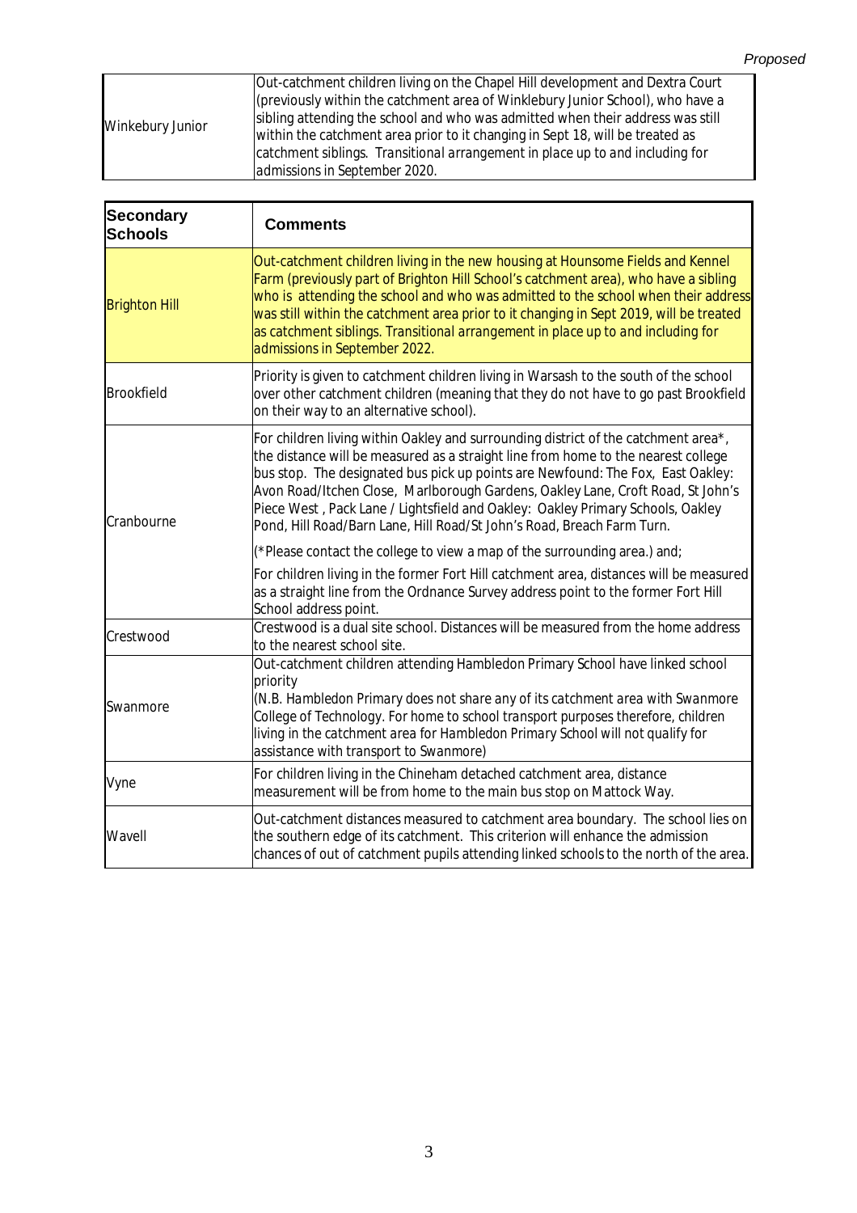*Proposed*

| | |
|---|---|
| Winkebury Junior | Out-catchment children living on the Chapel Hill development and Dextra Court (previously within the catchment area of Winklebury Junior School), who have a sibling attending the school and who was admitted when their address was still within the catchment area prior to it changing in Sept 18, will be treated as catchment siblings. *Transitional arrangement in place up to and including for admissions in September 2020.* |

| **Secondary Schools** | **Comments** |
|---|---|
| Brighton Hill | Out-catchment children living in the new housing at Hounsome Fields and Kennel Farm (previously part of Brighton Hill School's catchment area), who have a sibling who is attending the school and who was admitted to the school when their address was still within the catchment area prior to it changing in Sept 2019, will be treated as catchment siblings. *Transitional arrangement in place up to and including for admissions in September 2022.* |
| Brookfield | Priority is given to catchment children living in Warsash to the south of the school over other catchment children (meaning that they do not have to go past Brookfield on their way to an alternative school). |
| Cranbourne | For children living within Oakley and surrounding district of the catchment area*, the distance will be measured as a straight line from home to the nearest college bus stop. The designated bus pick up points are Newfound: The Fox, East Oakley: Avon Road/Itchen Close, Marlborough Gardens, Oakley Lane, Croft Road, St John's Piece West , Pack Lane / Lightsfield and Oakley: Oakley Primary Schools, Oakley Pond, Hill Road/Barn Lane, Hill Road/St John's Road, Breach Farm Turn.<br><br>(*Please contact the college to view a map of the surrounding area.) and;<br><br>For children living in the former Fort Hill catchment area, distances will be measured as a straight line from the Ordnance Survey address point to the former Fort Hill School address point. |
| Crestwood | Crestwood is a dual site school. Distances will be measured from the home address to the nearest school site. |
| Swanmore | Out-catchment children attending Hambledon Primary School have linked school priority<br>*(N.B. Hambledon Primary does not share any of its catchment area with Swanmore College of Technology. For home to school transport purposes therefore, children living in the catchment area for Hambledon Primary School will not qualify for assistance with transport to Swanmore)* |
| Vyne | For children living in the Chineham detached catchment area, distance measurement will be from home to the main bus stop on Mattock Way. |
| Wavell | Out-catchment distances measured to catchment area boundary. The school lies on the southern edge of its catchment. This criterion will enhance the admission chances of out of catchment pupils attending linked schools to the north of the area. |